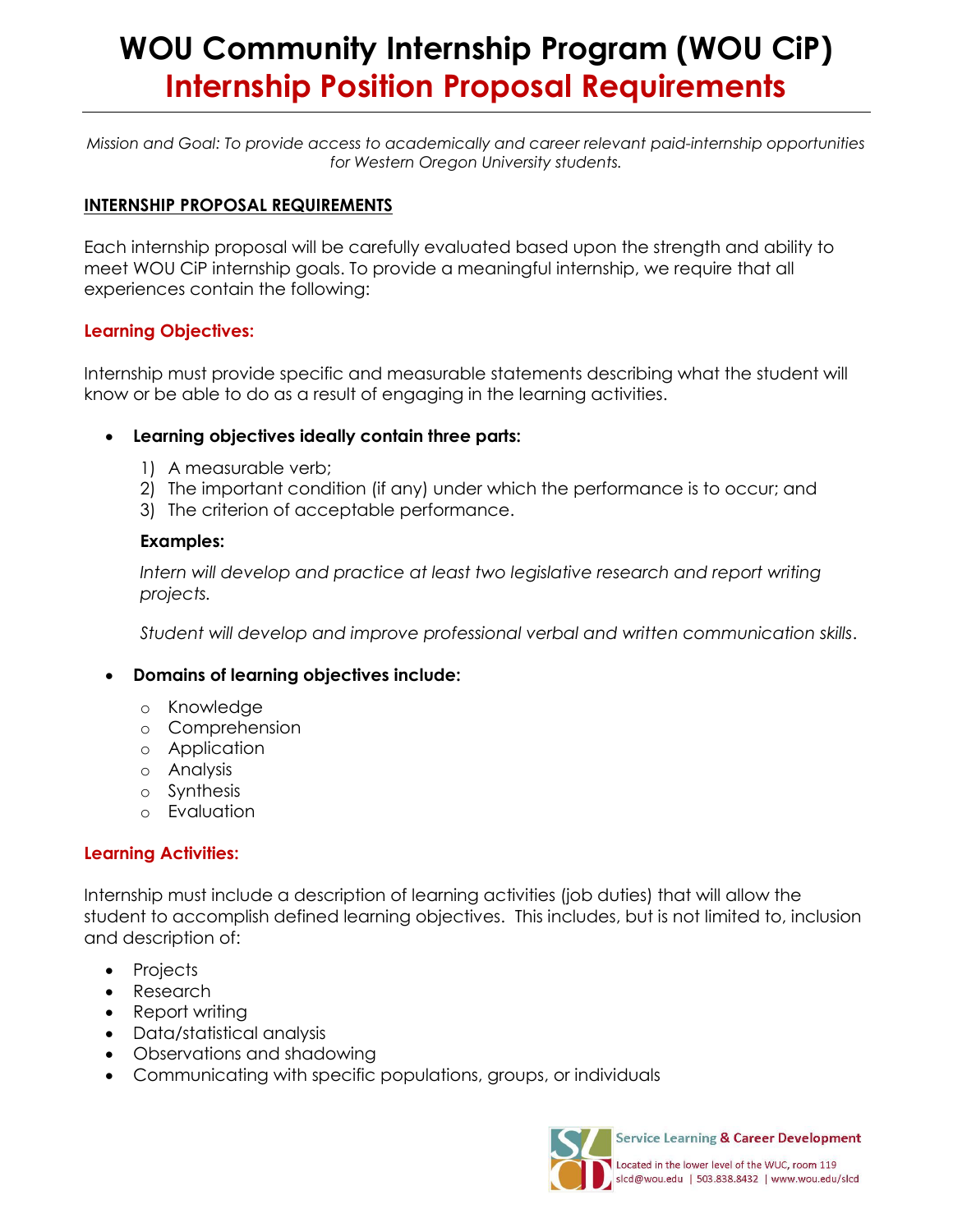# WOU Community Internship Program (WOU CiP)
## Internship Position Proposal Requirements

*Mission and Goal: To provide access to academically and career relevant paid-internship opportunities for Western Oregon University students.*

### INTERNSHIP PROPOSAL REQUIREMENTS

Each internship proposal will be carefully evaluated based upon the strength and ability to meet WOU CiP internship goals. To provide a meaningful internship, we require that all experiences contain the following:

### Learning Objectives:

Internship must provide specific and measurable statements describing what the student will know or be able to do as a result of engaging in the learning activities.

- **Learning objectives ideally contain three parts:**
  1) A measurable verb;
  2) The important condition (if any) under which the performance is to occur; and
  3) The criterion of acceptable performance.

  **Examples:**

  *Intern will develop and practice at least two legislative research and report writing projects.*

  *Student will develop and improve professional verbal and written communication skills.*

- **Domains of learning objectives include:**
  - Knowledge
  - Comprehension
  - Application
  - Analysis
  - Synthesis
  - Evaluation

### Learning Activities:

Internship must include a description of learning activities (job duties) that will allow the student to accomplish defined learning objectives. This includes, but is not limited to, inclusion and description of:

- Projects
- Research
- Report writing
- Data/statistical analysis
- Observations and shadowing
- Communicating with specific populations, groups, or individuals

Service Learning & Career Development

Located in the lower level of the WUC, room 119
slcd@wou.edu | 503.838.8432 | www.wou.edu/slcd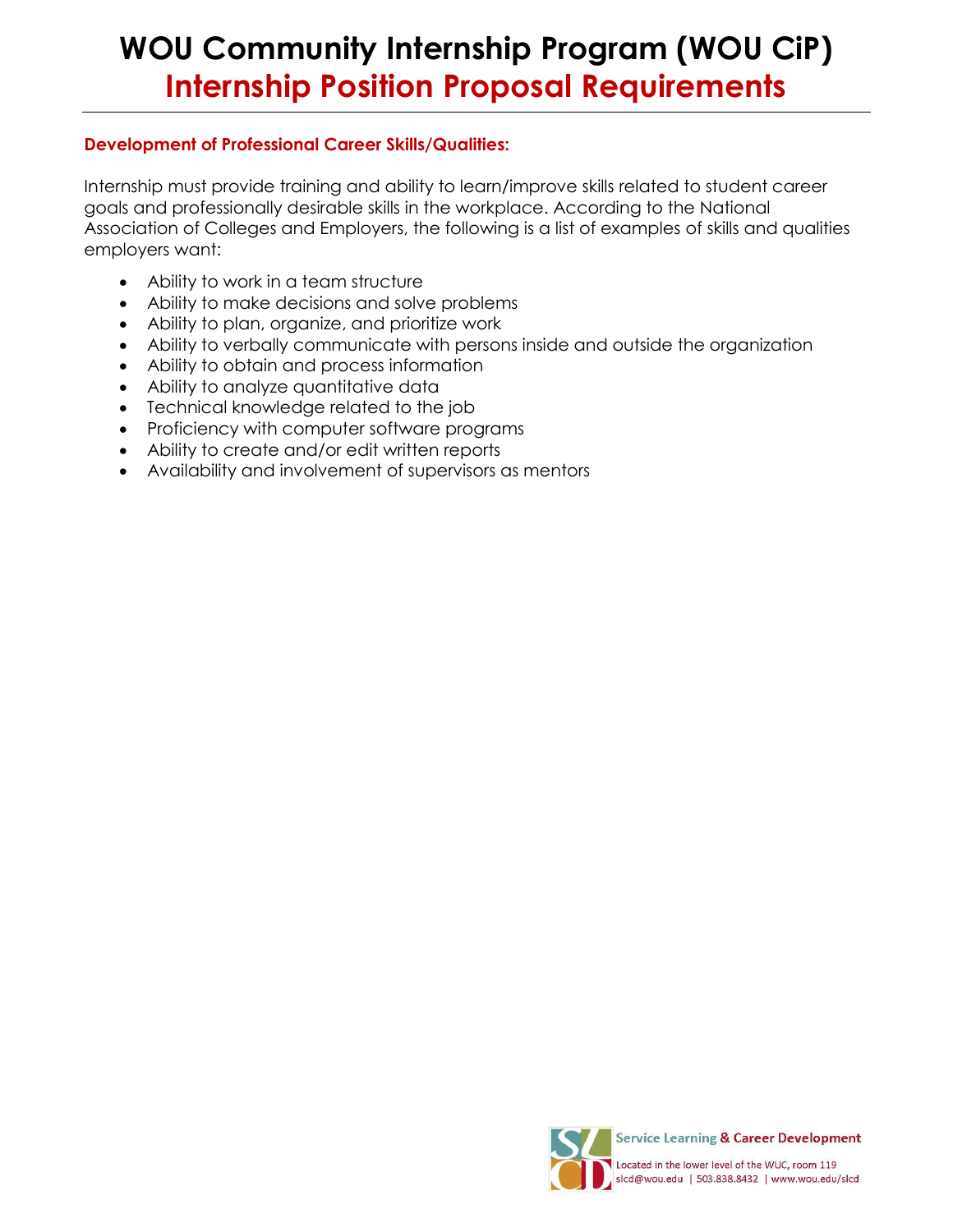# WOU Community Internship Program (WOU CiP)
## Internship Position Proposal Requirements

### Development of Professional Career Skills/Qualities:

Internship must provide training and ability to learn/improve skills related to student career goals and professionally desirable skills in the workplace. According to the National Association of Colleges and Employers, the following is a list of examples of skills and qualities employers want:

- Ability to work in a team structure
- Ability to make decisions and solve problems
- Ability to plan, organize, and prioritize work
- Ability to verbally communicate with persons inside and outside the organization
- Ability to obtain and process information
- Ability to analyze quantitative data
- Technical knowledge related to the job
- Proficiency with computer software programs
- Ability to create and/or edit written reports
- Availability and involvement of supervisors as mentors

Service Learning & Career Development

Located in the lower level of the WUC, room 119
slcd@wou.edu | 503.838.8432 | www.wou.edu/slcd